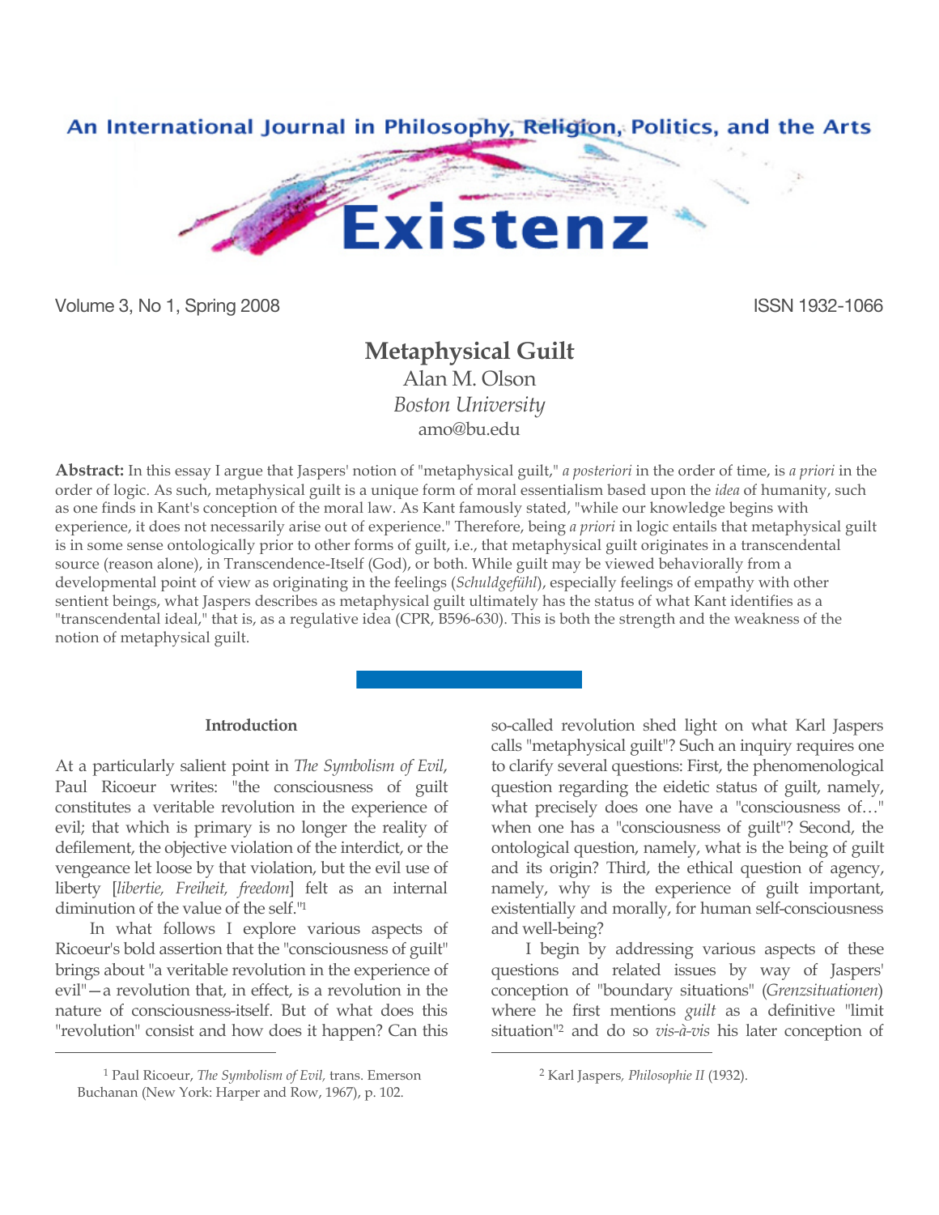# Metaphysical Guilt

Alan M. Olson
*Boston University*
amo@bu.edu

**Abstract:** In this essay I argue that Jaspers' notion of "metaphysical guilt," *a posteriori* in the order of time, is *a priori* in the order of logic. As such, metaphysical guilt is a unique form of moral essentialism based upon the *idea* of humanity, such as one finds in Kant's conception of the moral law. As Kant famously stated, "while our knowledge begins with experience, it does not necessarily arise out of experience." Therefore, being *a priori* in logic entails that metaphysical guilt is in some sense ontologically prior to other forms of guilt, i.e., that metaphysical guilt originates in a transcendental source (reason alone), in Transcendence-Itself (God), or both. While guilt may be viewed behaviorally from a developmental point of view as originating in the feelings (*Schuldgefühl*), especially feelings of empathy with other sentient beings, what Jaspers describes as metaphysical guilt ultimately has the status of what Kant identifies as a "transcendental ideal," that is, as a regulative idea (CPR, B596-630). This is both the strength and the weakness of the notion of metaphysical guilt.

## Introduction

At a particularly salient point in *The Symbolism of Evil*, Paul Ricoeur writes: "the consciousness of guilt constitutes a veritable revolution in the experience of evil; that which is primary is no longer the reality of defilement, the objective violation of the interdict, or the vengeance let loose by that violation, but the evil use of liberty [*libertie, Freiheit, freedom*] felt as an internal diminution of the value of the self."[1]

In what follows I explore various aspects of Ricoeur's bold assertion that the "consciousness of guilt" brings about "a veritable revolution in the experience of evil"—a revolution that, in effect, is a revolution in the nature of consciousness-itself. But of what does this "revolution" consist and how does it happen? Can this so-called revolution shed light on what Karl Jaspers calls "metaphysical guilt"? Such an inquiry requires one to clarify several questions: First, the phenomenological question regarding the eidetic status of guilt, namely, what precisely does one have a "consciousness of…" when one has a "consciousness of guilt"? Second, the ontological question, namely, what is the being of guilt and its origin? Third, the ethical question of agency, namely, why is the experience of guilt important, existentially and morally, for human self-consciousness and well-being?

I begin by addressing various aspects of these questions and related issues by way of Jaspers' conception of "boundary situations" (*Grenzsituationen*) where he first mentions *guilt* as a definitive "limit situation"[2] and do so *vis-à-vis* his later conception of

---

[1] Paul Ricoeur, *The Symbolism of Evil,* trans. Emerson Buchanan (New York: Harper and Row, 1967), p. 102.

[2] Karl Jaspers*, Philosophie II* (1932).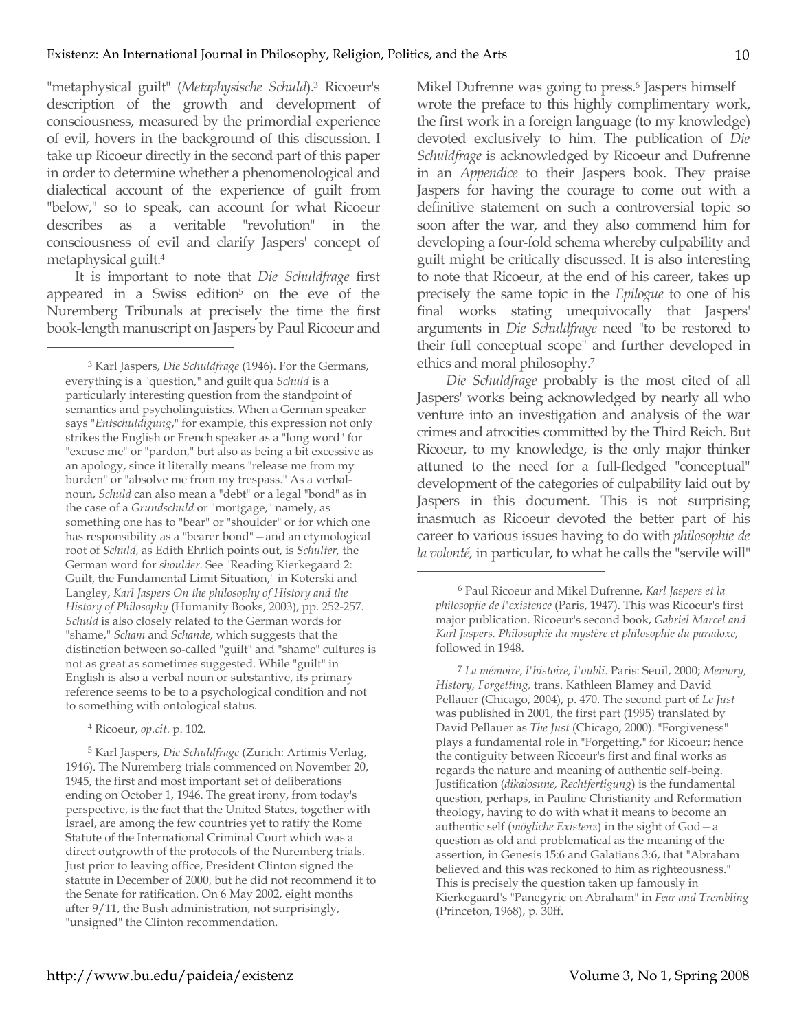"metaphysical guilt" (*Metaphysische Schuld*).[3] Ricoeur's description of the growth and development of consciousness, measured by the primordial experience of evil, hovers in the background of this discussion. I take up Ricoeur directly in the second part of this paper in order to determine whether a phenomenological and dialectical account of the experience of guilt from "below," so to speak, can account for what Ricoeur describes as a veritable "revolution" in the consciousness of evil and clarify Jaspers' concept of metaphysical guilt.[4]

It is important to note that *Die Schuldfrage* first appeared in a Swiss edition[5] on the eve of the Nuremberg Tribunals at precisely the time the first book-length manuscript on Jaspers by Paul Ricoeur and Mikel Dufrenne was going to press.[6] Jaspers himself wrote the preface to this highly complimentary work, the first work in a foreign language (to my knowledge) devoted exclusively to him. The publication of *Die Schuldfrage* is acknowledged by Ricoeur and Dufrenne in an *Appendice* to their Jaspers book. They praise Jaspers for having the courage to come out with a definitive statement on such a controversial topic so soon after the war, and they also commend him for developing a four-fold schema whereby culpability and guilt might be critically discussed. It is also interesting to note that Ricoeur, at the end of his career, takes up precisely the same topic in the *Epilogue* to one of his final works stating unequivocally that Jaspers' arguments in *Die Schuldfrage* need "to be restored to their full conceptual scope" and further developed in ethics and moral philosophy.[7]

*Die Schuldfrage* probably is the most cited of all Jaspers' works being acknowledged by nearly all who venture into an investigation and analysis of the war crimes and atrocities committed by the Third Reich. But Ricoeur, to my knowledge, is the only major thinker attuned to the need for a full-fledged "conceptual" development of the categories of culpability laid out by Jaspers in this document. This is not surprising inasmuch as Ricoeur devoted the better part of his career to various issues having to do with *philosophie de la volonté,* in particular, to what he calls the "servile will"

---

[3] Karl Jaspers, *Die Schuldfrage* (1946). For the Germans, everything is a "question," and guilt qua *Schuld* is a particularly interesting question from the standpoint of semantics and psycholinguistics. When a German speaker says "*Entschuldigung*," for example, this expression not only strikes the English or French speaker as a "long word" for "excuse me" or "pardon," but also as being a bit excessive as an apology, since it literally means "release me from my burden" or "absolve me from my trespass." As a verbal-noun, *Schuld* can also mean a "debt" or a legal "bond" as in the case of a *Grundschuld* or "mortgage," namely, as something one has to "bear" or "shoulder" or for which one has responsibility as a "bearer bond"—and an etymological root of *Schuld*, as Edith Ehrlich points out, is *Schulter,* the German word for *shoulder.* See "Reading Kierkegaard 2: Guilt, the Fundamental Limit Situation," in Koterski and Langley, *Karl Jaspers On the philosophy of History and the History of Philosophy* (Humanity Books, 2003), pp. 252-257. *Schuld* is also closely related to the German words for "shame," *Scham* and *Schande*, which suggests that the distinction between so-called "guilt" and "shame" cultures is not as great as sometimes suggested. While "guilt" in English is also a verbal noun or substantive, its primary reference seems to be to a psychological condition and not to something with ontological status.

[4] Ricoeur, *op.cit*. p. 102.

[5] Karl Jaspers, *Die Schuldfrage* (Zurich: Artimis Verlag, 1946). The Nuremberg trials commenced on November 20, 1945, the first and most important set of deliberations ending on October 1, 1946. The great irony, from today's perspective, is the fact that the United States, together with Israel, are among the few countries yet to ratify the Rome Statute of the International Criminal Court which was a direct outgrowth of the protocols of the Nuremberg trials. Just prior to leaving office, President Clinton signed the statute in December of 2000, but he did not recommend it to the Senate for ratification. On 6 May 2002, eight months after 9/11, the Bush administration, not surprisingly, "unsigned" the Clinton recommendation.

[6] Paul Ricoeur and Mikel Dufrenne, *Karl Jaspers et la philosopjie de l'existence* (Paris, 1947). This was Ricoeur's first major publication. Ricoeur's second book, *Gabriel Marcel and Karl Jaspers. Philosophie du mystère et philosophie du paradoxe,* followed in 1948.

[7] *La mémoire, l'histoire, l'oubli*. Paris: Seuil, 2000; *Memory, History, Forgetting,* trans. Kathleen Blamey and David Pellauer (Chicago, 2004), p. 470. The second part of *Le Just* was published in 2001, the first part (1995) translated by David Pellauer as *The Just* (Chicago, 2000). "Forgiveness" plays a fundamental role in "Forgetting," for Ricoeur; hence the contiguity between Ricoeur's first and final works as regards the nature and meaning of authentic self-being. Justification (*dikaiosune, Rechtfertigung*) is the fundamental question, perhaps, in Pauline Christianity and Reformation theology, having to do with what it means to become an authentic self (*mögliche Existenz*) in the sight of God—a question as old and problematical as the meaning of the assertion, in Genesis 15:6 and Galatians 3:6, that "Abraham believed and this was reckoned to him as righteousness." This is precisely the question taken up famously in Kierkegaard's "Panegyric on Abraham" in *Fear and Trembling* (Princeton, 1968), p. 30ff.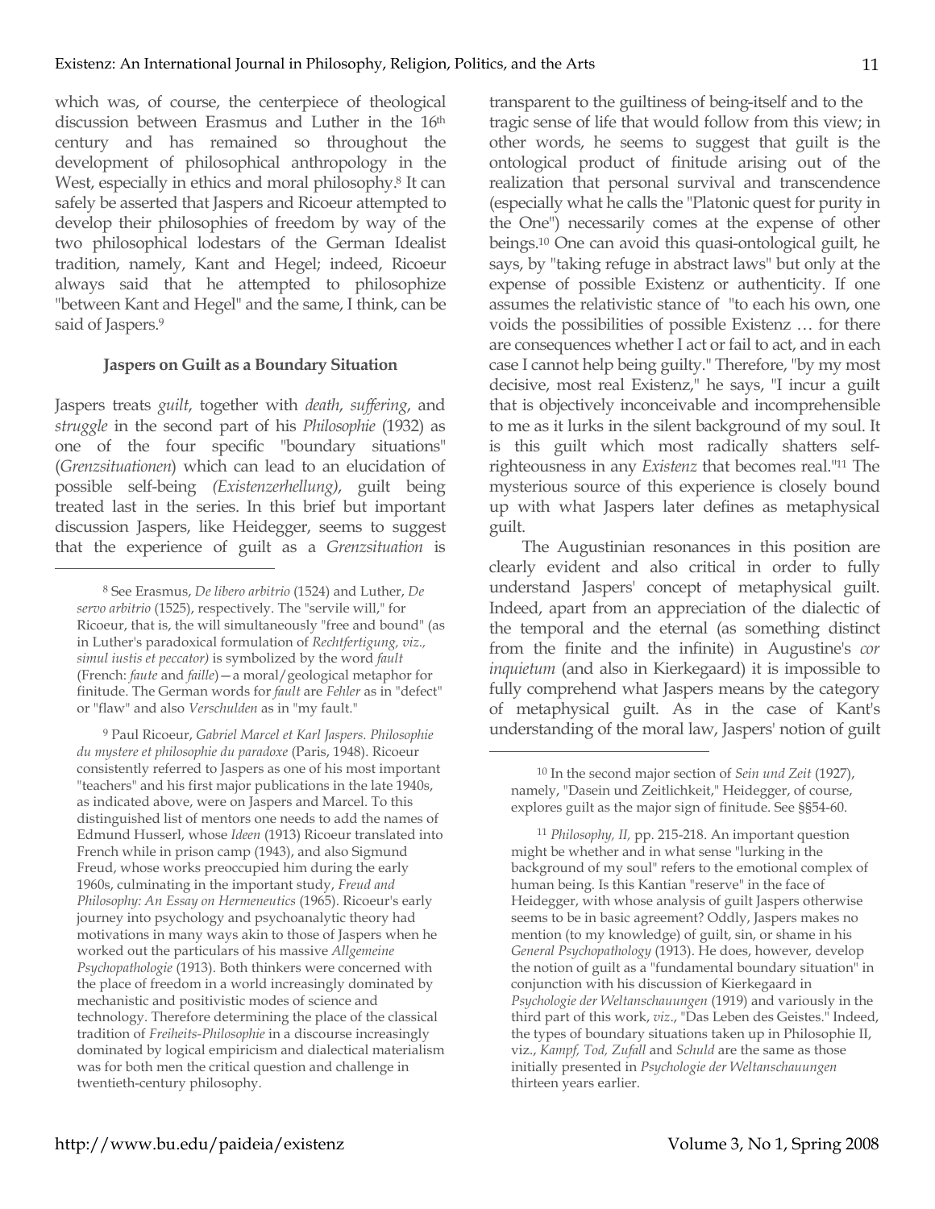which was, of course, the centerpiece of theological discussion between Erasmus and Luther in the 16th century and has remained so throughout the development of philosophical anthropology in the West, especially in ethics and moral philosophy.[8] It can safely be asserted that Jaspers and Ricoeur attempted to develop their philosophies of freedom by way of the two philosophical lodestars of the German Idealist tradition, namely, Kant and Hegel; indeed, Ricoeur always said that he attempted to philosophize "between Kant and Hegel" and the same, I think, can be said of Jaspers.[9]

### Jaspers on Guilt as a Boundary Situation

Jaspers treats *guilt*, together with *death*, *suffering*, and *struggle* in the second part of his *Philosophie* (1932) as one of the four specific "boundary situations" (*Grenzsituationen*) which can lead to an elucidation of possible self-being *(Existenzerhellung)*, guilt being treated last in the series. In this brief but important discussion Jaspers, like Heidegger, seems to suggest that the experience of guilt as a *Grenzsituation* is transparent to the guiltiness of being-itself and to the tragic sense of life that would follow from this view; in other words, he seems to suggest that guilt is the ontological product of finitude arising out of the realization that personal survival and transcendence (especially what he calls the "Platonic quest for purity in the One") necessarily comes at the expense of other beings.[10] One can avoid this quasi-ontological guilt, he says, by "taking refuge in abstract laws" but only at the expense of possible Existenz or authenticity. If one assumes the relativistic stance of "to each his own, one voids the possibilities of possible Existenz … for there are consequences whether I act or fail to act, and in each case I cannot help being guilty." Therefore, "by my most decisive, most real Existenz," he says, "I incur a guilt that is objectively inconceivable and incomprehensible to me as it lurks in the silent background of my soul. It is this guilt which most radically shatters self-righteousness in any *Existenz* that becomes real."[11] The mysterious source of this experience is closely bound up with what Jaspers later defines as metaphysical guilt.

The Augustinian resonances in this position are clearly evident and also critical in order to fully understand Jaspers' concept of metaphysical guilt. Indeed, apart from an appreciation of the dialectic of the temporal and the eternal (as something distinct from the finite and the infinite) in Augustine's *cor inquietum* (and also in Kierkegaard) it is impossible to fully comprehend what Jaspers means by the category of metaphysical guilt. As in the case of Kant's understanding of the moral law, Jaspers' notion of guilt

---

[8] See Erasmus, *De libero arbitrio* (1524) and Luther, *De servo arbitrio* (1525), respectively. The "servile will," for Ricoeur, that is, the will simultaneously "free and bound" (as in Luther's paradoxical formulation of *Rechtfertigung, viz., simul iustis et peccator)* is symbolized by the word *fault* (French: *faute* and *faille*)—a moral/geological metaphor for finitude. The German words for *fault* are *Fehler* as in "defect" or "flaw" and also *Verschulden* as in "my fault."

[9] Paul Ricoeur, *Gabriel Marcel et Karl Jaspers. Philosophie du mystere et philosophie du paradoxe* (Paris, 1948). Ricoeur consistently referred to Jaspers as one of his most important "teachers" and his first major publications in the late 1940s, as indicated above, were on Jaspers and Marcel. To this distinguished list of mentors one needs to add the names of Edmund Husserl, whose *Ideen* (1913) Ricoeur translated into French while in prison camp (1943), and also Sigmund Freud, whose works preoccupied him during the early 1960s, culminating in the important study, *Freud and Philosophy: An Essay on Hermeneutics* (1965). Ricoeur's early journey into psychology and psychoanalytic theory had motivations in many ways akin to those of Jaspers when he worked out the particulars of his massive *Allgemeine Psychopathologie* (1913). Both thinkers were concerned with the place of freedom in a world increasingly dominated by mechanistic and positivistic modes of science and technology. Therefore determining the place of the classical tradition of *Freiheits-Philosophie* in a discourse increasingly dominated by logical empiricism and dialectical materialism was for both men the critical question and challenge in twentieth-century philosophy.

[10] In the second major section of *Sein und Zeit* (1927), namely, "Dasein und Zeitlichkeit," Heidegger, of course, explores guilt as the major sign of finitude. See §§54-60.

[11] *Philosophy, II,* pp. 215-218. An important question might be whether and in what sense "lurking in the background of my soul" refers to the emotional complex of human being. Is this Kantian "reserve" in the face of Heidegger, with whose analysis of guilt Jaspers otherwise seems to be in basic agreement? Oddly, Jaspers makes no mention (to my knowledge) of guilt, sin, or shame in his *General Psychopathology* (1913). He does, however, develop the notion of guilt as a "fundamental boundary situation" in conjunction with his discussion of Kierkegaard in *Psychologie der Weltanschauungen* (1919) and variously in the third part of this work, *viz*., "Das Leben des Geistes." Indeed, the types of boundary situations taken up in Philosophie II, viz., *Kampf, Tod, Zufall* and *Schuld* are the same as those initially presented in *Psychologie der Weltanschauungen* thirteen years earlier.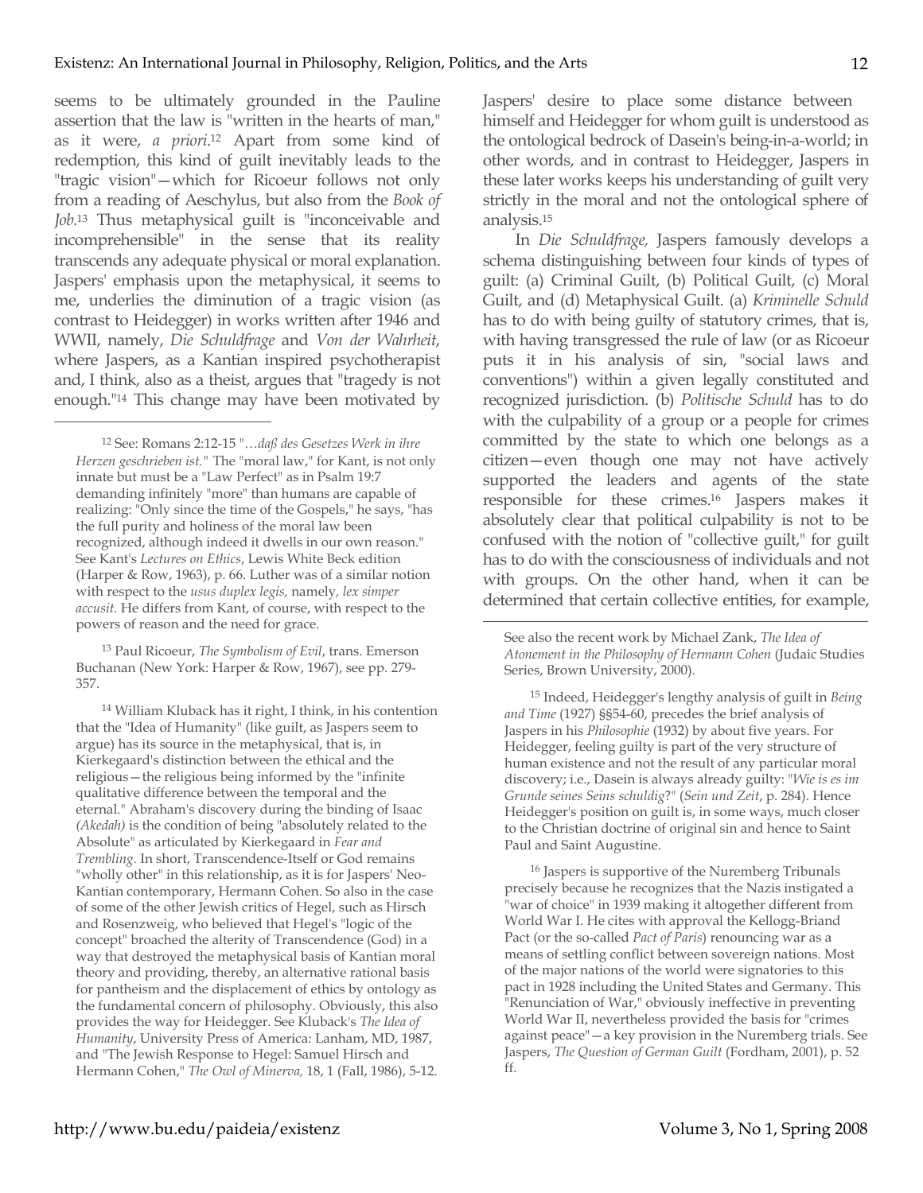seems to be ultimately grounded in the Pauline assertion that the law is "written in the hearts of man," as it were, *a priori*.[12] Apart from some kind of redemption, this kind of guilt inevitably leads to the "tragic vision"—which for Ricoeur follows not only from a reading of Aeschylus, but also from the *Book of Job*.[13] Thus metaphysical guilt is "inconceivable and incomprehensible" in the sense that its reality transcends any adequate physical or moral explanation. Jaspers' emphasis upon the metaphysical, it seems to me, underlies the diminution of a tragic vision (as contrast to Heidegger) in works written after 1946 and WWII, namely, *Die Schuldfrage* and *Von der Wahrheit*, where Jaspers, as a Kantian inspired psychotherapist and, I think, also as a theist, argues that "tragedy is not enough."[14] This change may have been motivated by Jaspers' desire to place some distance between himself and Heidegger for whom guilt is understood as the ontological bedrock of Dasein's being-in-a-world; in other words, and in contrast to Heidegger, Jaspers in these later works keeps his understanding of guilt very strictly in the moral and not the ontological sphere of analysis.[15]

In *Die Schuldfrage,* Jaspers famously develops a schema distinguishing between four kinds of types of guilt: (a) Criminal Guilt, (b) Political Guilt, (c) Moral Guilt, and (d) Metaphysical Guilt. (a) *Kriminelle Schuld* has to do with being guilty of statutory crimes, that is, with having transgressed the rule of law (or as Ricoeur puts it in his analysis of sin, "social laws and conventions") within a given legally constituted and recognized jurisdiction. (b) *Politische Schuld* has to do with the culpability of a group or a people for crimes committed by the state to which one belongs as a citizen—even though one may not have actively supported the leaders and agents of the state responsible for these crimes.[16] Jaspers makes it absolutely clear that political culpability is not to be confused with the notion of "collective guilt," for guilt has to do with the consciousness of individuals and not with groups. On the other hand, when it can be determined that certain collective entities, for example,

---

[12] See: Romans 2:12-15 "…*daß des Gesetzes Werk in ihre Herzen geschrieben ist.*" The "moral law," for Kant, is not only innate but must be a "Law Perfect" as in Psalm 19:7 demanding infinitely "more" than humans are capable of realizing: "Only since the time of the Gospels," he says, "has the full purity and holiness of the moral law been recognized, although indeed it dwells in our own reason." See Kant's *Lectures on Ethics*, Lewis White Beck edition (Harper & Row, 1963), p. 66. Luther was of a similar notion with respect to the *usus duplex legis,* namely*, lex simper accusit.* He differs from Kant, of course, with respect to the powers of reason and the need for grace.

[13] Paul Ricoeur, *The Symbolism of Evil*, trans. Emerson Buchanan (New York: Harper & Row, 1967), see pp. 279-357.

[14] William Kluback has it right, I think, in his contention that the "Idea of Humanity" (like guilt, as Jaspers seem to argue) has its source in the metaphysical, that is, in Kierkegaard's distinction between the ethical and the religious—the religious being informed by the "infinite qualitative difference between the temporal and the eternal." Abraham's discovery during the binding of Isaac *(Akedah)* is the condition of being "absolutely related to the Absolute" as articulated by Kierkegaard in *Fear and Trembling.* In short, Transcendence-Itself or God remains "wholly other" in this relationship, as it is for Jaspers' Neo-Kantian contemporary, Hermann Cohen. So also in the case of some of the other Jewish critics of Hegel, such as Hirsch and Rosenzweig, who believed that Hegel's "logic of the concept" broached the alterity of Transcendence (God) in a way that destroyed the metaphysical basis of Kantian moral theory and providing, thereby, an alternative rational basis for pantheism and the displacement of ethics by ontology as the fundamental concern of philosophy. Obviously, this also provides the way for Heidegger. See Kluback's *The Idea of Humanity*, University Press of America: Lanham, MD, 1987, and "The Jewish Response to Hegel: Samuel Hirsch and Hermann Cohen," *The Owl of Minerva,* 18, 1 (Fall, 1986), 5-12. See also the recent work by Michael Zank, *The Idea of Atonement in the Philosophy of Hermann Cohen* (Judaic Studies Series, Brown University, 2000).

[15] Indeed, Heidegger's lengthy analysis of guilt in *Being and Time* (1927) §§54-60, precedes the brief analysis of Jaspers in his *Philosophie* (1932) by about five years. For Heidegger, feeling guilty is part of the very structure of human existence and not the result of any particular moral discovery; i.e., Dasein is always already guilty: "*Wie is es im Grunde seines Seins schuldig*?" (*Sein und Zeit*, p. 284). Hence Heidegger's position on guilt is, in some ways, much closer to the Christian doctrine of original sin and hence to Saint Paul and Saint Augustine.

[16] Jaspers is supportive of the Nuremberg Tribunals precisely because he recognizes that the Nazis instigated a "war of choice" in 1939 making it altogether different from World War I. He cites with approval the Kellogg-Briand Pact (or the so-called *Pact of Paris*) renouncing war as a means of settling conflict between sovereign nations. Most of the major nations of the world were signatories to this pact in 1928 including the United States and Germany. This "Renunciation of War," obviously ineffective in preventing World War II, nevertheless provided the basis for "crimes against peace"—a key provision in the Nuremberg trials. See Jaspers, *The Question of German Guilt* (Fordham, 2001), p. 52 ff.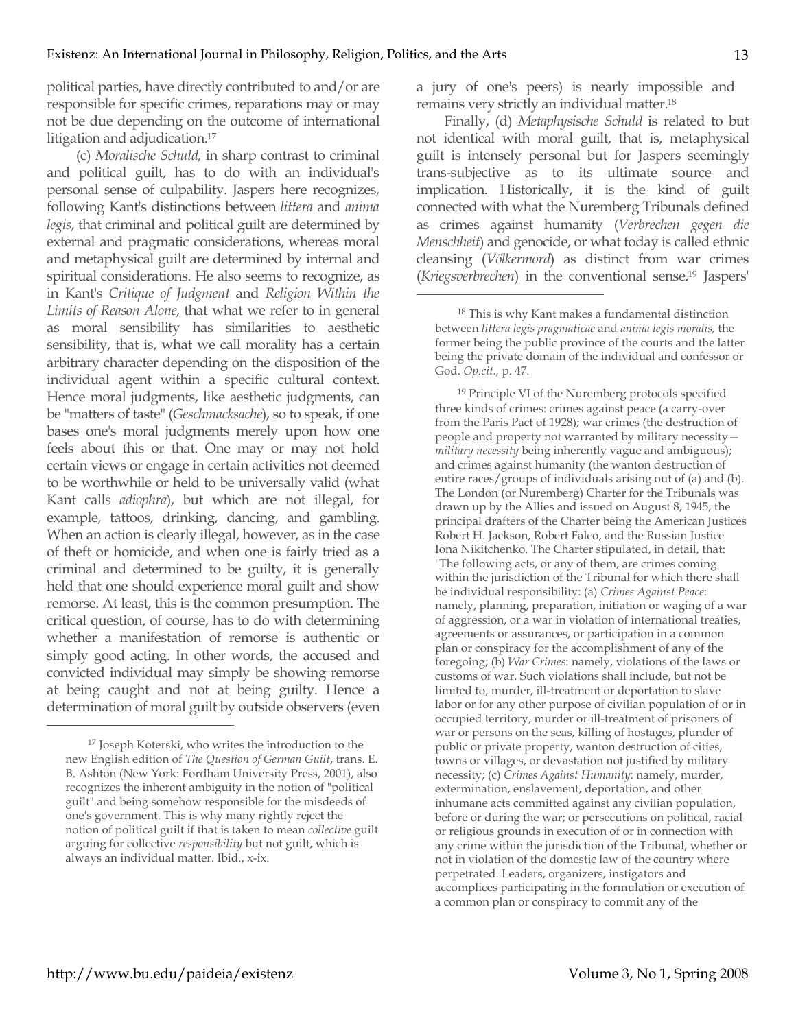political parties, have directly contributed to and/or are responsible for specific crimes, reparations may or may not be due depending on the outcome of international litigation and adjudication.[17]

(c) *Moralische Schuld,* in sharp contrast to criminal and political guilt, has to do with an individual's personal sense of culpability. Jaspers here recognizes, following Kant's distinctions between *littera* and *anima legis*, that criminal and political guilt are determined by external and pragmatic considerations, whereas moral and metaphysical guilt are determined by internal and spiritual considerations. He also seems to recognize, as in Kant's *Critique of Judgment* and *Religion Within the Limits of Reason Alone*, that what we refer to in general as moral sensibility has similarities to aesthetic sensibility, that is, what we call morality has a certain arbitrary character depending on the disposition of the individual agent within a specific cultural context. Hence moral judgments, like aesthetic judgments, can be "matters of taste" (*Geschmacksache*), so to speak, if one bases one's moral judgments merely upon how one feels about this or that. One may or may not hold certain views or engage in certain activities not deemed to be worthwhile or held to be universally valid (what Kant calls *adiophra*), but which are not illegal, for example, tattoos, drinking, dancing, and gambling. When an action is clearly illegal, however, as in the case of theft or homicide, and when one is fairly tried as a criminal and determined to be guilty, it is generally held that one should experience moral guilt and show remorse. At least, this is the common presumption. The critical question, of course, has to do with determining whether a manifestation of remorse is authentic or simply good acting. In other words, the accused and convicted individual may simply be showing remorse at being caught and not at being guilty. Hence a determination of moral guilt by outside observers (even a jury of one's peers) is nearly impossible and remains very strictly an individual matter.[18]

Finally, (d) *Metaphysische Schuld* is related to but not identical with moral guilt, that is, metaphysical guilt is intensely personal but for Jaspers seemingly trans-subjective as to its ultimate source and implication. Historically, it is the kind of guilt connected with what the Nuremberg Tribunals defined as crimes against humanity (*Verbrechen gegen die Menschheit*) and genocide, or what today is called ethnic cleansing (*Völkermord*) as distinct from war crimes (*Kriegsverbrechen*) in the conventional sense.[19] Jaspers'

---

[17] Joseph Koterski, who writes the introduction to the new English edition of *The Question of German Guilt*, trans. E. B. Ashton (New York: Fordham University Press, 2001), also recognizes the inherent ambiguity in the notion of "political guilt" and being somehow responsible for the misdeeds of one's government. This is why many rightly reject the notion of political guilt if that is taken to mean *collective* guilt arguing for collective *responsibility* but not guilt, which is always an individual matter. Ibid., x-ix.

[18] This is why Kant makes a fundamental distinction between *littera legis pragmaticae* and *anima legis moralis,* the former being the public province of the courts and the latter being the private domain of the individual and confessor or God. *Op.cit.,* p. 47.

[19] Principle VI of the Nuremberg protocols specified three kinds of crimes: crimes against peace (a carry-over from the Paris Pact of 1928); war crimes (the destruction of people and property not warranted by military necessity—*military necessity* being inherently vague and ambiguous); and crimes against humanity (the wanton destruction of entire races/groups of individuals arising out of (a) and (b). The London (or Nuremberg) Charter for the Tribunals was drawn up by the Allies and issued on August 8, 1945, the principal drafters of the Charter being the American Justices Robert H. Jackson, Robert Falco, and the Russian Justice Iona Nikitchenko. The Charter stipulated, in detail, that: "The following acts, or any of them, are crimes coming within the jurisdiction of the Tribunal for which there shall be individual responsibility: (a) *Crimes Against Peace*: namely, planning, preparation, initiation or waging of a war of aggression, or a war in violation of international treaties, agreements or assurances, or participation in a common plan or conspiracy for the accomplishment of any of the foregoing; (b) *War Crimes*: namely, violations of the laws or customs of war. Such violations shall include, but not be limited to, murder, ill-treatment or deportation to slave labor or for any other purpose of civilian population of or in occupied territory, murder or ill-treatment of prisoners of war or persons on the seas, killing of hostages, plunder of public or private property, wanton destruction of cities, towns or villages, or devastation not justified by military necessity; (c) *Crimes Against Humanity*: namely, murder, extermination, enslavement, deportation, and other inhumane acts committed against any civilian population, before or during the war; or persecutions on political, racial or religious grounds in execution of or in connection with any crime within the jurisdiction of the Tribunal, whether or not in violation of the domestic law of the country where perpetrated. Leaders, organizers, instigators and accomplices participating in the formulation or execution of a common plan or conspiracy to commit any of the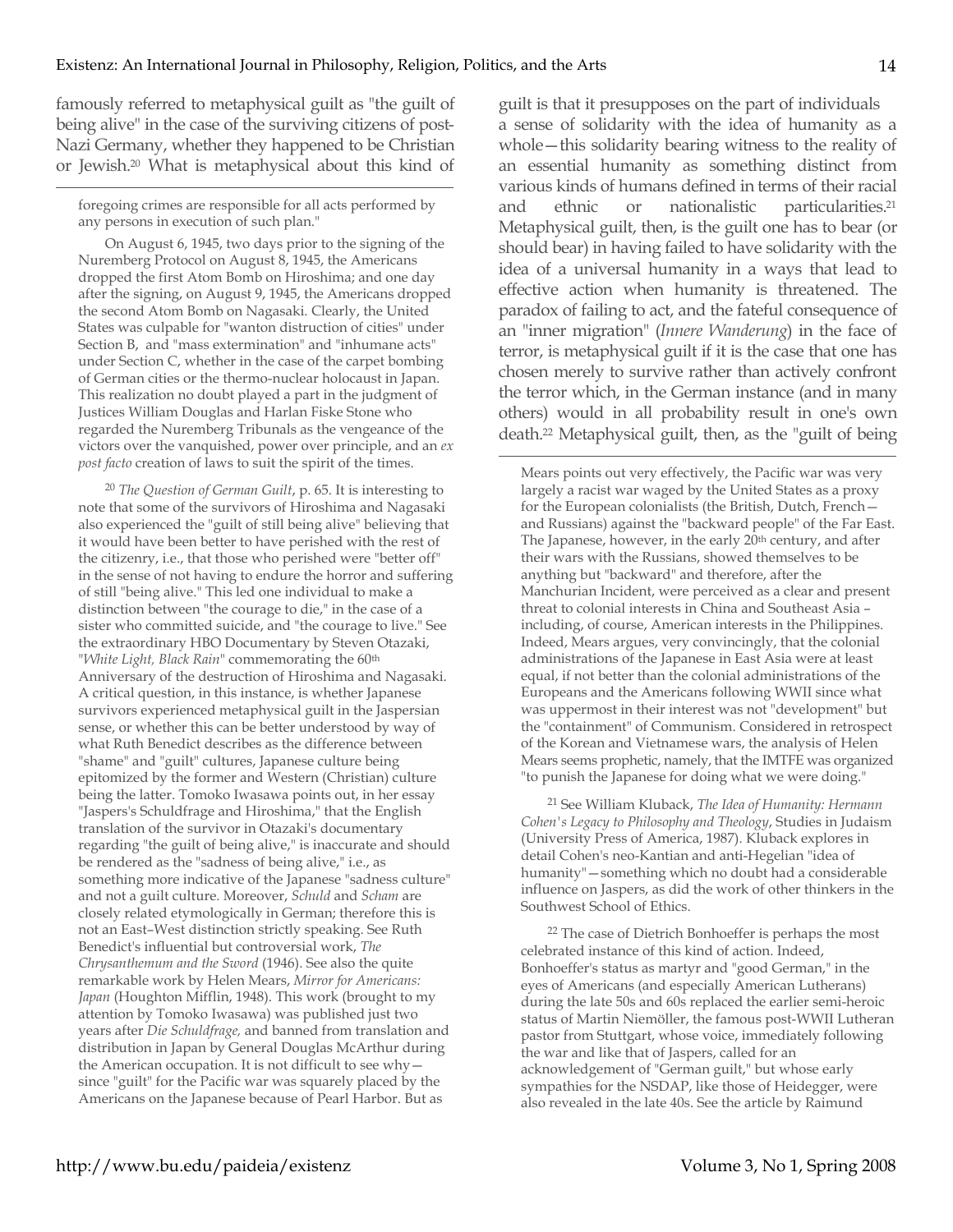famously referred to metaphysical guilt as "the guilt of being alive" in the case of the surviving citizens of post-Nazi Germany, whether they happened to be Christian or Jewish.[20] What is metaphysical about this kind of guilt is that it presupposes on the part of individuals a sense of solidarity with the idea of humanity as a whole—this solidarity bearing witness to the reality of an essential humanity as something distinct from various kinds of humans defined in terms of their racial and ethnic or nationalistic particularities.[21] Metaphysical guilt, then, is the guilt one has to bear (or should bear) in having failed to have solidarity with the idea of a universal humanity in a ways that lead to effective action when humanity is threatened. The paradox of failing to act, and the fateful consequence of an "inner migration" (*Innere Wanderung*) in the face of terror, is metaphysical guilt if it is the case that one has chosen merely to survive rather than actively confront the terror which, in the German instance (and in many others) would in all probability result in one's own death.[22] Metaphysical guilt, then, as the "guilt of being

---

foregoing crimes are responsible for all acts performed by any persons in execution of such plan."

On August 6, 1945, two days prior to the signing of the Nuremberg Protocol on August 8, 1945, the Americans dropped the first Atom Bomb on Hiroshima; and one day after the signing, on August 9, 1945, the Americans dropped the second Atom Bomb on Nagasaki. Clearly, the United States was culpable for "wanton distruction of cities" under Section B, and "mass extermination" and "inhumane acts" under Section C, whether in the case of the carpet bombing of German cities or the thermo-nuclear holocaust in Japan. This realization no doubt played a part in the judgment of Justices William Douglas and Harlan Fiske Stone who regarded the Nuremberg Tribunals as the vengeance of the victors over the vanquished, power over principle, and an *ex post facto* creation of laws to suit the spirit of the times.

[20] *The Question of German Guilt*, p. 65. It is interesting to note that some of the survivors of Hiroshima and Nagasaki also experienced the "guilt of still being alive" believing that it would have been better to have perished with the rest of the citizenry, i.e., that those who perished were "better off" in the sense of not having to endure the horror and suffering of still "being alive." This led one individual to make a distinction between "the courage to die," in the case of a sister who committed suicide, and "the courage to live." See the extraordinary HBO Documentary by Steven Otazaki, "*White Light, Black Rain*" commemorating the 60th Anniversary of the destruction of Hiroshima and Nagasaki. A critical question, in this instance, is whether Japanese survivors experienced metaphysical guilt in the Jaspersian sense, or whether this can be better understood by way of what Ruth Benedict describes as the difference between "shame" and "guilt" cultures, Japanese culture being epitomized by the former and Western (Christian) culture being the latter. Tomoko Iwasawa points out, in her essay "Jaspers's Schuldfrage and Hiroshima," that the English translation of the survivor in Otazaki's documentary regarding "the guilt of being alive," is inaccurate and should be rendered as the "sadness of being alive," i.e., as something more indicative of the Japanese "sadness culture" and not a guilt culture. Moreover, *Schuld* and *Scham* are closely related etymologically in German; therefore this is not an East–West distinction strictly speaking. See Ruth Benedict's influential but controversial work, *The Chrysanthemum and the Sword* (1946). See also the quite remarkable work by Helen Mears, *Mirror for Americans: Japan* (Houghton Mifflin, 1948). This work (brought to my attention by Tomoko Iwasawa) was published just two years after *Die Schuldfrage,* and banned from translation and distribution in Japan by General Douglas McArthur during the American occupation. It is not difficult to see why—since "guilt" for the Pacific war was squarely placed by the Americans on the Japanese because of Pearl Harbor. But as Mears points out very effectively, the Pacific war was very largely a racist war waged by the United States as a proxy for the European colonialists (the British, Dutch, French—and Russians) against the "backward people" of the Far East. The Japanese, however, in the early 20th century, and after their wars with the Russians, showed themselves to be anything but "backward" and therefore, after the Manchurian Incident, were perceived as a clear and present threat to colonial interests in China and Southeast Asia – including, of course, American interests in the Philippines. Indeed, Mears argues, very convincingly, that the colonial administrations of the Japanese in East Asia were at least equal, if not better than the colonial administrations of the Europeans and the Americans following WWII since what was uppermost in their interest was not "development" but the "containment" of Communism. Considered in retrospect of the Korean and Vietnamese wars, the analysis of Helen Mears seems prophetic, namely, that the IMTFE was organized "to punish the Japanese for doing what we were doing."

[21] See William Kluback, *The Idea of Humanity: Hermann Cohen's Legacy to Philosophy and Theology*, Studies in Judaism (University Press of America, 1987). Kluback explores in detail Cohen's neo-Kantian and anti-Hegelian "idea of humanity"—something which no doubt had a considerable influence on Jaspers, as did the work of other thinkers in the Southwest School of Ethics.

[22] The case of Dietrich Bonhoeffer is perhaps the most celebrated instance of this kind of action. Indeed, Bonhoeffer's status as martyr and "good German," in the eyes of Americans (and especially American Lutherans) during the late 50s and 60s replaced the earlier semi-heroic status of Martin Niemöller, the famous post-WWII Lutheran pastor from Stuttgart, whose voice, immediately following the war and like that of Jaspers, called for an acknowledgement of "German guilt," but whose early sympathies for the NSDAP, like those of Heidegger, were also revealed in the late 40s. See the article by Raimund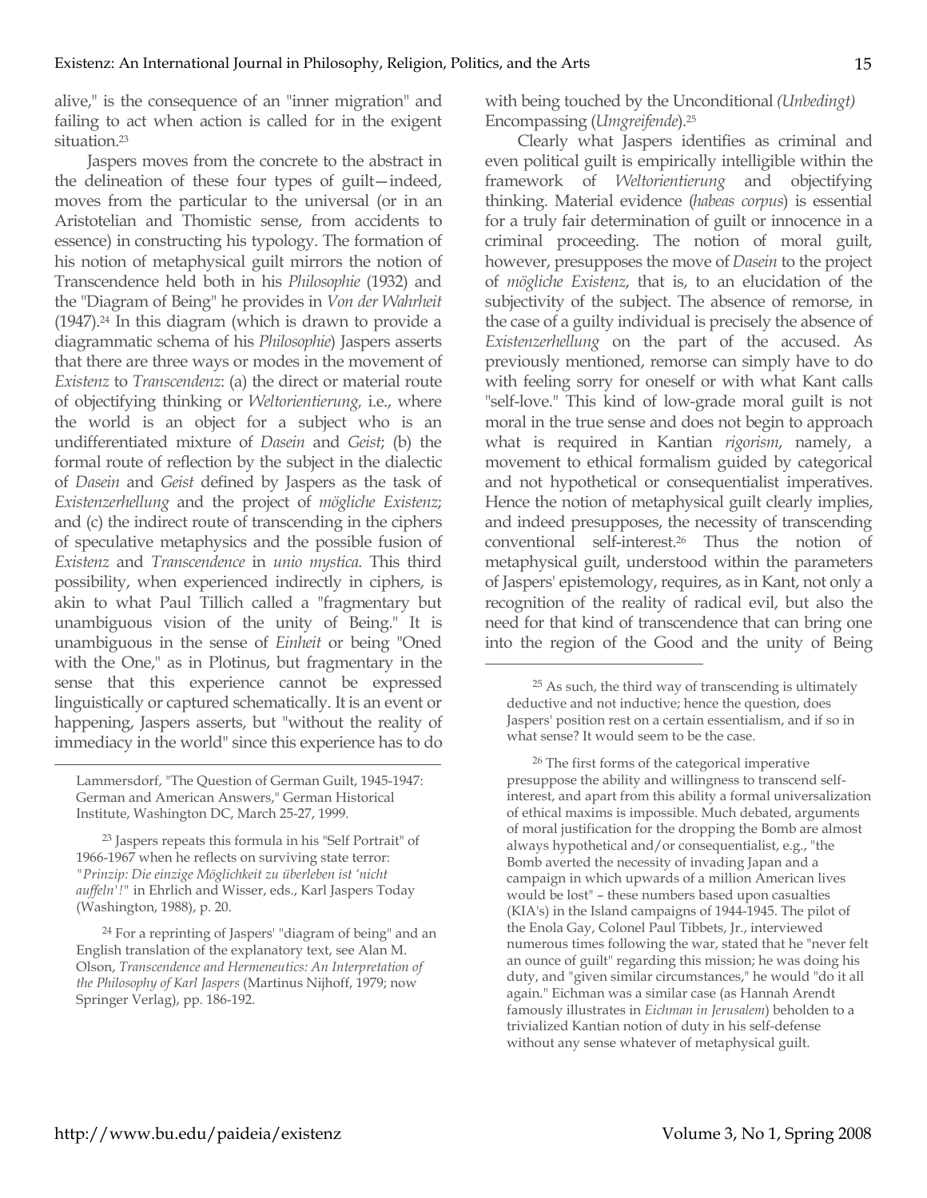alive," is the consequence of an "inner migration" and failing to act when action is called for in the exigent situation.[23]

Jaspers moves from the concrete to the abstract in the delineation of these four types of guilt—indeed, moves from the particular to the universal (or in an Aristotelian and Thomistic sense, from accidents to essence) in constructing his typology. The formation of his notion of metaphysical guilt mirrors the notion of Transcendence held both in his *Philosophie* (1932) and the "Diagram of Being" he provides in *Von der Wahrheit* (1947).[24] In this diagram (which is drawn to provide a diagrammatic schema of his *Philosophie*) Jaspers asserts that there are three ways or modes in the movement of *Existenz* to *Transcendenz*: (a) the direct or material route of objectifying thinking or *Weltorientierung,* i.e., where the world is an object for a subject who is an undifferentiated mixture of *Dasein* and *Geist*; (b) the formal route of reflection by the subject in the dialectic of *Dasein* and *Geist* defined by Jaspers as the task of *Existenzerhellung* and the project of *mögliche Existenz*; and (c) the indirect route of transcending in the ciphers of speculative metaphysics and the possible fusion of *Existenz* and *Transcendence* in *unio mystica.* This third possibility, when experienced indirectly in ciphers, is akin to what Paul Tillich called a "fragmentary but unambiguous vision of the unity of Being." It is unambiguous in the sense of *Einheit* or being "Oned with the One," as in Plotinus, but fragmentary in the sense that this experience cannot be expressed linguistically or captured schematically. It is an event or happening, Jaspers asserts, but "without the reality of immediacy in the world" since this experience has to do with being touched by the Unconditional *(Unbedingt)* Encompassing (*Umgreifende*).[25]

Clearly what Jaspers identifies as criminal and even political guilt is empirically intelligible within the framework of *Weltorientierung* and objectifying thinking. Material evidence (*habeas corpus*) is essential for a truly fair determination of guilt or innocence in a criminal proceeding. The notion of moral guilt, however, presupposes the move of *Dasein* to the project of *mögliche Existenz*, that is, to an elucidation of the subjectivity of the subject. The absence of remorse, in the case of a guilty individual is precisely the absence of *Existenzerhellung* on the part of the accused. As previously mentioned, remorse can simply have to do with feeling sorry for oneself or with what Kant calls "self-love." This kind of low-grade moral guilt is not moral in the true sense and does not begin to approach what is required in Kantian *rigorism*, namely, a movement to ethical formalism guided by categorical and not hypothetical or consequentialist imperatives. Hence the notion of metaphysical guilt clearly implies, and indeed presupposes, the necessity of transcending conventional self-interest.[26] Thus the notion of metaphysical guilt, understood within the parameters of Jaspers' epistemology, requires, as in Kant, not only a recognition of the reality of radical evil, but also the need for that kind of transcendence that can bring one into the region of the Good and the unity of Being

---

Lammersdorf, "The Question of German Guilt, 1945-1947: German and American Answers," German Historical Institute, Washington DC, March 25-27, 1999.

[23] Jaspers repeats this formula in his "Self Portrait" of 1966-1967 when he reflects on surviving state terror: "*Prinzip: Die einzige Möglichkeit zu überleben ist 'nicht auffeln'!*" in Ehrlich and Wisser, eds., Karl Jaspers Today (Washington, 1988), p. 20.

[24] For a reprinting of Jaspers' "diagram of being" and an English translation of the explanatory text, see Alan M. Olson, *Transcendence and Hermeneutics: An Interpretation of the Philosophy of Karl Jaspers* (Martinus Nijhoff, 1979; now Springer Verlag), pp. 186-192.

[25] As such, the third way of transcending is ultimately deductive and not inductive; hence the question, does Jaspers' position rest on a certain essentialism, and if so in what sense? It would seem to be the case.

[26] The first forms of the categorical imperative presuppose the ability and willingness to transcend self-interest, and apart from this ability a formal universalization of ethical maxims is impossible. Much debated, arguments of moral justification for the dropping the Bomb are almost always hypothetical and/or consequentialist, e.g., "the Bomb averted the necessity of invading Japan and a campaign in which upwards of a million American lives would be lost" – these numbers based upon casualties (KIA's) in the Island campaigns of 1944-1945. The pilot of the Enola Gay, Colonel Paul Tibbets, Jr., interviewed numerous times following the war, stated that he "never felt an ounce of guilt" regarding this mission; he was doing his duty, and "given similar circumstances," he would "do it all again." Eichman was a similar case (as Hannah Arendt famously illustrates in *Eichman in Jerusalem*) beholden to a trivialized Kantian notion of duty in his self-defense without any sense whatever of metaphysical guilt.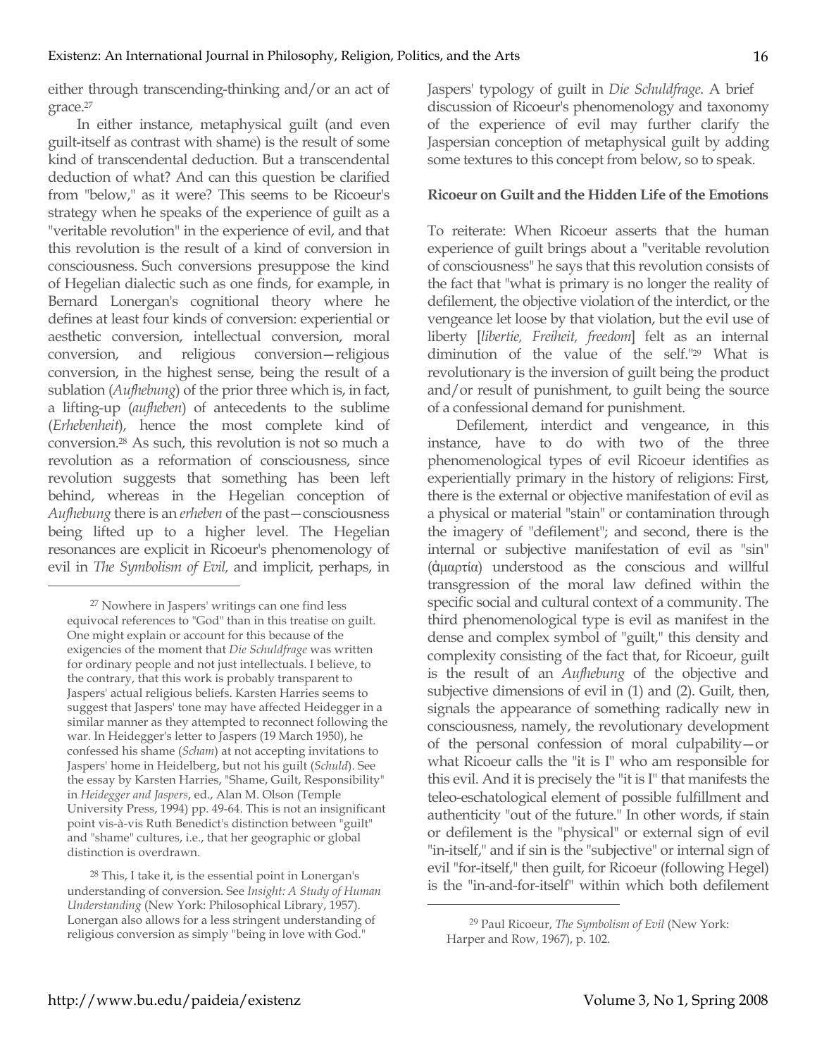either through transcending-thinking and/or an act of grace.[27]

In either instance, metaphysical guilt (and even guilt-itself as contrast with shame) is the result of some kind of transcendental deduction. But a transcendental deduction of what? And can this question be clarified from "below," as it were? This seems to be Ricoeur's strategy when he speaks of the experience of guilt as a "veritable revolution" in the experience of evil, and that this revolution is the result of a kind of conversion in consciousness. Such conversions presuppose the kind of Hegelian dialectic such as one finds, for example, in Bernard Lonergan's cognitional theory where he defines at least four kinds of conversion: experiential or aesthetic conversion, intellectual conversion, moral conversion, and religious conversion—religious conversion, in the highest sense, being the result of a sublation (*Aufhebung*) of the prior three which is, in fact, a lifting-up (*aufheben*) of antecedents to the sublime (*Erhebenheit*), hence the most complete kind of conversion.[28] As such, this revolution is not so much a revolution as a reformation of consciousness, since revolution suggests that something has been left behind, whereas in the Hegelian conception of *Aufhebung* there is an *erheben* of the past—consciousness being lifted up to a higher level. The Hegelian resonances are explicit in Ricoeur's phenomenology of evil in *The Symbolism of Evil,* and implicit, perhaps, in Jaspers' typology of guilt in *Die Schuldfrage*. A brief discussion of Ricoeur's phenomenology and taxonomy of the experience of evil may further clarify the Jaspersian conception of metaphysical guilt by adding some textures to this concept from below, so to speak.

## Ricoeur on Guilt and the Hidden Life of the Emotions

To reiterate: When Ricoeur asserts that the human experience of guilt brings about a "veritable revolution of consciousness" he says that this revolution consists of the fact that "what is primary is no longer the reality of defilement, the objective violation of the interdict, or the vengeance let loose by that violation, but the evil use of liberty [*libertie, Freiheit, freedom*] felt as an internal diminution of the value of the self."[29] What is revolutionary is the inversion of guilt being the product and/or result of punishment, to guilt being the source of a confessional demand for punishment.

Defilement, interdict and vengeance, in this instance, have to do with two of the three phenomenological types of evil Ricoeur identifies as experientially primary in the history of religions: First, there is the external or objective manifestation of evil as a physical or material "stain" or contamination through the imagery of "defilement"; and second, there is the internal or subjective manifestation of evil as "sin" (ἁμαρτία) understood as the conscious and willful transgression of the moral law defined within the specific social and cultural context of a community. The third phenomenological type is evil as manifest in the dense and complex symbol of "guilt," this density and complexity consisting of the fact that, for Ricoeur, guilt is the result of an *Aufhebung* of the objective and subjective dimensions of evil in (1) and (2). Guilt, then, signals the appearance of something radically new in consciousness, namely, the revolutionary development of the personal confession of moral culpability—or what Ricoeur calls the "it is I" who am responsible for this evil. And it is precisely the "it is I" that manifests the teleo-eschatological element of possible fulfillment and authenticity "out of the future." In other words, if stain or defilement is the "physical" or external sign of evil "in-itself," and if sin is the "subjective" or internal sign of evil "for-itself," then guilt, for Ricoeur (following Hegel) is the "in-and-for-itself" within which both defilement

---

[27] Nowhere in Jaspers' writings can one find less equivocal references to "God" than in this treatise on guilt. One might explain or account for this because of the exigencies of the moment that *Die Schuldfrage* was written for ordinary people and not just intellectuals. I believe, to the contrary, that this work is probably transparent to Jaspers' actual religious beliefs. Karsten Harries seems to suggest that Jaspers' tone may have affected Heidegger in a similar manner as they attempted to reconnect following the war. In Heidegger's letter to Jaspers (19 March 1950), he confessed his shame (*Scham*) at not accepting invitations to Jaspers' home in Heidelberg, but not his guilt (*Schuld*). See the essay by Karsten Harries, "Shame, Guilt, Responsibility" in *Heidegger and Jaspers*, ed., Alan M. Olson (Temple University Press, 1994) pp. 49-64. This is not an insignificant point vis-à-vis Ruth Benedict's distinction between "guilt" and "shame" cultures, i.e., that her geographic or global distinction is overdrawn.

[28] This, I take it, is the essential point in Lonergan's understanding of conversion. See *Insight: A Study of Human Understanding* (New York: Philosophical Library, 1957). Lonergan also allows for a less stringent understanding of religious conversion as simply "being in love with God."

[29] Paul Ricoeur, *The Symbolism of Evil* (New York: Harper and Row, 1967), p. 102.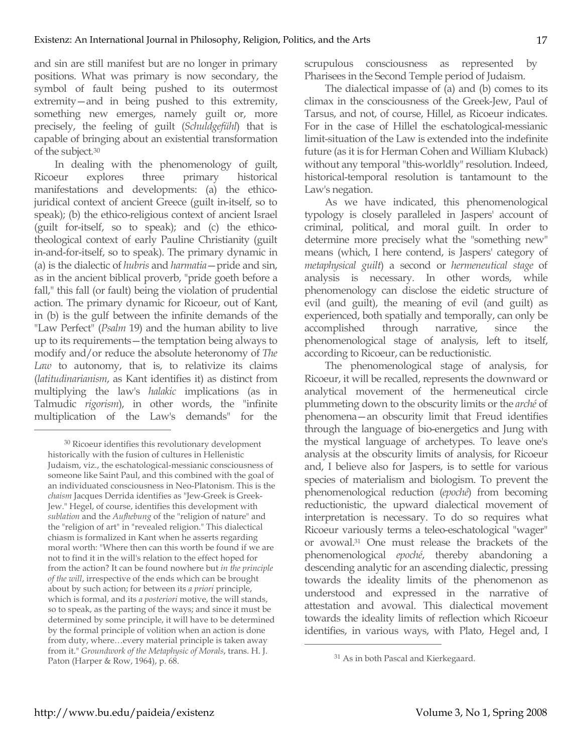and sin are still manifest but are no longer in primary positions. What was primary is now secondary, the symbol of fault being pushed to its outermost extremity—and in being pushed to this extremity, something new emerges, namely guilt or, more precisely, the feeling of guilt (*Schuldgefühl*) that is capable of bringing about an existential transformation of the subject.[30]

In dealing with the phenomenology of guilt, Ricoeur explores three primary historical manifestations and developments: (a) the ethico-juridical context of ancient Greece (guilt in-itself, so to speak); (b) the ethico-religious context of ancient Israel (guilt for-itself, so to speak); and (c) the ethico-theological context of early Pauline Christianity (guilt in-and-for-itself, so to speak). The primary dynamic in (a) is the dialectic of *hubris* and *harmatia*—pride and sin, as in the ancient biblical proverb, "pride goeth before a fall," this fall (or fault) being the violation of prudential action. The primary dynamic for Ricoeur, out of Kant, in (b) is the gulf between the infinite demands of the "Law Perfect" (*Psalm* 19) and the human ability to live up to its requirements—the temptation being always to modify and/or reduce the absolute heteronomy of *The Law* to autonomy, that is, to relativize its claims (*latitudinarianism*, as Kant identifies it) as distinct from multiplying the law's *halakic* implications (as in Talmudic *rigorism*), in other words, the "infinite multiplication of the Law's demands" for the scrupulous consciousness as represented by Pharisees in the Second Temple period of Judaism.

The dialectical impasse of (a) and (b) comes to its climax in the consciousness of the Greek-Jew, Paul of Tarsus, and not, of course, Hillel, as Ricoeur indicates. For in the case of Hillel the eschatological-messianic limit-situation of the Law is extended into the indefinite future (as it is for Herman Cohen and William Kluback) without any temporal "this-worldly" resolution. Indeed, historical-temporal resolution is tantamount to the Law's negation.

As we have indicated, this phenomenological typology is closely paralleled in Jaspers' account of criminal, political, and moral guilt. In order to determine more precisely what the "something new" means (which, I here contend, is Jaspers' category of *metaphysical guilt*) a second or *hermeneutical stage* of analysis is necessary. In other words, while phenomenology can disclose the eidetic structure of evil (and guilt), the meaning of evil (and guilt) as experienced, both spatially and temporally, can only be accomplished through narrative, since the phenomenological stage of analysis, left to itself, according to Ricoeur, can be reductionistic.

The phenomenological stage of analysis, for Ricoeur, it will be recalled, represents the downward or analytical movement of the hermeneutical circle plummeting down to the obscurity limits or the *arché* of phenomena—an obscurity limit that Freud identifies through the language of bio-energetics and Jung with the mystical language of archetypes. To leave one's analysis at the obscurity limits of analysis, for Ricoeur and, I believe also for Jaspers, is to settle for various species of materialism and biologism. To prevent the phenomenological reduction (*epoché*) from becoming reductionistic, the upward dialectical movement of interpretation is necessary. To do so requires what Ricoeur variously terms a teleo-eschatological "wager" or avowal.[31] One must release the brackets of the phenomenological *epoché*, thereby abandoning a descending analytic for an ascending dialectic, pressing towards the ideality limits of the phenomenon as understood and expressed in the narrative of attestation and avowal. This dialectical movement towards the ideality limits of reflection which Ricoeur identifies, in various ways, with Plato, Hegel and, I

---

[30] Ricoeur identifies this revolutionary development historically with the fusion of cultures in Hellenistic Judaism, viz., the eschatological-messianic consciousness of someone like Saint Paul, and this combined with the goal of an individuated consciousness in Neo-Platonism. This is the *chaism* Jacques Derrida identifies as "Jew-Greek is Greek-Jew." Hegel, of course, identifies this development with *sublation* and the *Aufhebung* of the "religion of nature" and the "religion of art" in "revealed religion." This dialectical chiasm is formalized in Kant when he asserts regarding moral worth: "Where then can this worth be found if we are not to find it in the will's relation to the effect hoped for from the action? It can be found nowhere but *in the principle of the will*, irrespective of the ends which can be brought about by such action; for between its *a priori* principle, which is formal, and its *a posteriori* motive, the will stands, so to speak, as the parting of the ways; and since it must be determined by some principle, it will have to be determined by the formal principle of volition when an action is done from duty, where…every material principle is taken away from it." *Groundwork of the Metaphysic of Morals*, trans. H. J. Paton (Harper & Row, 1964), p. 68.

[31] As in both Pascal and Kierkegaard.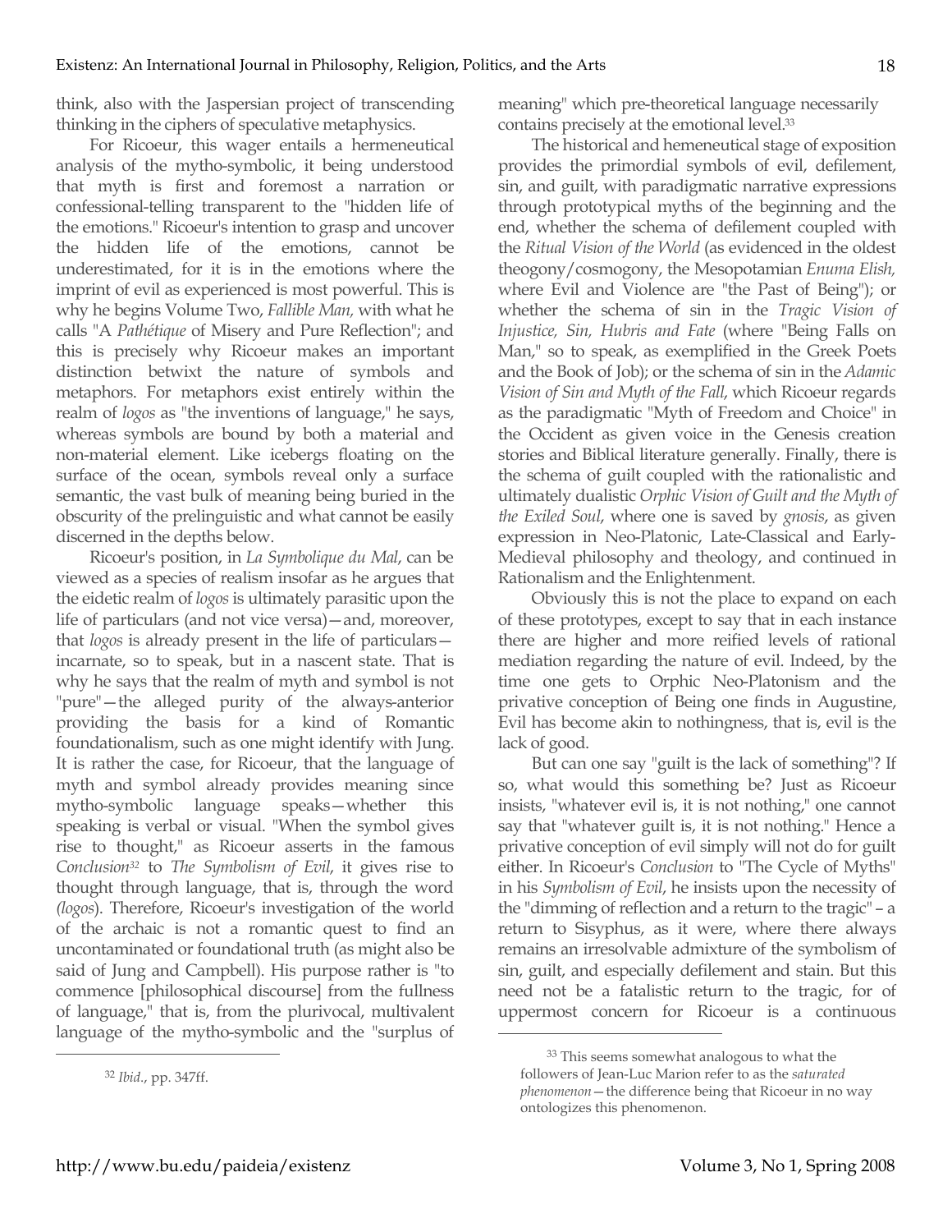think, also with the Jaspersian project of transcending thinking in the ciphers of speculative metaphysics.

For Ricoeur, this wager entails a hermeneutical analysis of the mytho-symbolic, it being understood that myth is first and foremost a narration or confessional-telling transparent to the "hidden life of the emotions." Ricoeur's intention to grasp and uncover the hidden life of the emotions, cannot be underestimated, for it is in the emotions where the imprint of evil as experienced is most powerful. This is why he begins Volume Two, *Fallible Man,* with what he calls "A *Pathétique* of Misery and Pure Reflection"; and this is precisely why Ricoeur makes an important distinction betwixt the nature of symbols and metaphors. For metaphors exist entirely within the realm of *logos* as "the inventions of language," he says, whereas symbols are bound by both a material and non-material element. Like icebergs floating on the surface of the ocean, symbols reveal only a surface semantic, the vast bulk of meaning being buried in the obscurity of the prelinguistic and what cannot be easily discerned in the depths below.

Ricoeur's position, in *La Symbolique du Mal*, can be viewed as a species of realism insofar as he argues that the eidetic realm of *logos* is ultimately parasitic upon the life of particulars (and not vice versa)—and, moreover, that *logos* is already present in the life of particulars—incarnate, so to speak, but in a nascent state. That is why he says that the realm of myth and symbol is not "pure"—the alleged purity of the always-anterior providing the basis for a kind of Romantic foundationalism, such as one might identify with Jung. It is rather the case, for Ricoeur, that the language of myth and symbol already provides meaning since mytho-symbolic language speaks—whether this speaking is verbal or visual. "When the symbol gives rise to thought," as Ricoeur asserts in the famous *Conclusion*[32] to *The Symbolism of Evil*, it gives rise to thought through language, that is, through the word *(logos*). Therefore, Ricoeur's investigation of the world of the archaic is not a romantic quest to find an uncontaminated or foundational truth (as might also be said of Jung and Campbell). His purpose rather is "to commence [philosophical discourse] from the fullness of language," that is, from the plurivocal, multivalent language of the mytho-symbolic and the "surplus of meaning" which pre-theoretical language necessarily contains precisely at the emotional level.[33]

The historical and hemeneutical stage of exposition provides the primordial symbols of evil, defilement, sin, and guilt, with paradigmatic narrative expressions through prototypical myths of the beginning and the end, whether the schema of defilement coupled with the *Ritual Vision of the World* (as evidenced in the oldest theogony/cosmogony, the Mesopotamian *Enuma Elish,* where Evil and Violence are "the Past of Being"); or whether the schema of sin in the *Tragic Vision of Injustice, Sin, Hubris and Fate* (where "Being Falls on Man," so to speak, as exemplified in the Greek Poets and the Book of Job); or the schema of sin in the *Adamic Vision of Sin and Myth of the Fall*, which Ricoeur regards as the paradigmatic "Myth of Freedom and Choice" in the Occident as given voice in the Genesis creation stories and Biblical literature generally. Finally, there is the schema of guilt coupled with the rationalistic and ultimately dualistic *Orphic Vision of Guilt and the Myth of the Exiled Soul*, where one is saved by *gnosis*, as given expression in Neo-Platonic, Late-Classical and Early-Medieval philosophy and theology, and continued in Rationalism and the Enlightenment.

Obviously this is not the place to expand on each of these prototypes, except to say that in each instance there are higher and more reified levels of rational mediation regarding the nature of evil. Indeed, by the time one gets to Orphic Neo-Platonism and the privative conception of Being one finds in Augustine, Evil has become akin to nothingness, that is, evil is the lack of good.

But can one say "guilt is the lack of something"? If so, what would this something be? Just as Ricoeur insists, "whatever evil is, it is not nothing," one cannot say that "whatever guilt is, it is not nothing." Hence a privative conception of evil simply will not do for guilt either. In Ricoeur's *Conclusion* to "The Cycle of Myths" in his *Symbolism of Evil*, he insists upon the necessity of the "dimming of reflection and a return to the tragic" – a return to Sisyphus, as it were, where there always remains an irresolvable admixture of the symbolism of sin, guilt, and especially defilement and stain. But this need not be a fatalistic return to the tragic, for of uppermost concern for Ricoeur is a continuous

[32] *Ibid*., pp. 347ff.

[33] This seems somewhat analogous to what the followers of Jean-Luc Marion refer to as the *saturated phenomenon*—the difference being that Ricoeur in no way ontologizes this phenomenon.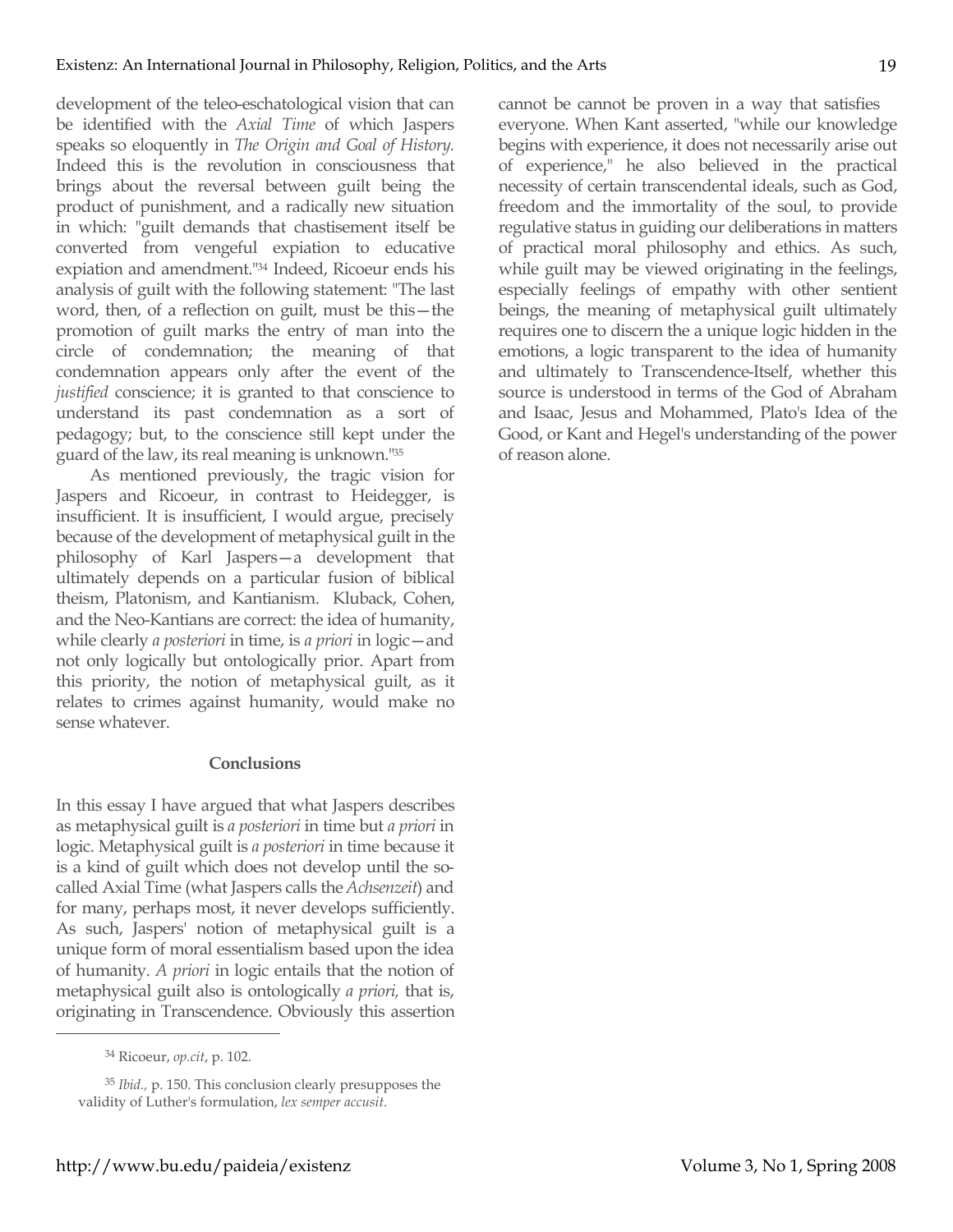development of the teleo-eschatological vision that can be identified with the *Axial Time* of which Jaspers speaks so eloquently in *The Origin and Goal of History.* Indeed this is the revolution in consciousness that brings about the reversal between guilt being the product of punishment, and a radically new situation in which: "guilt demands that chastisement itself be converted from vengeful expiation to educative expiation and amendment."[34] Indeed, Ricoeur ends his analysis of guilt with the following statement: "The last word, then, of a reflection on guilt, must be this—the promotion of guilt marks the entry of man into the circle of condemnation; the meaning of that condemnation appears only after the event of the *justified* conscience; it is granted to that conscience to understand its past condemnation as a sort of pedagogy; but, to the conscience still kept under the guard of the law, its real meaning is unknown."[35]

As mentioned previously, the tragic vision for Jaspers and Ricoeur, in contrast to Heidegger, is insufficient. It is insufficient, I would argue, precisely because of the development of metaphysical guilt in the philosophy of Karl Jaspers—a development that ultimately depends on a particular fusion of biblical theism, Platonism, and Kantianism. Kluback, Cohen, and the Neo-Kantians are correct: the idea of humanity, while clearly *a posteriori* in time, is *a priori* in logic—and not only logically but ontologically prior. Apart from this priority, the notion of metaphysical guilt, as it relates to crimes against humanity, would make no sense whatever.

### Conclusions

In this essay I have argued that what Jaspers describes as metaphysical guilt is *a posteriori* in time but *a priori* in logic. Metaphysical guilt is *a posteriori* in time because it is a kind of guilt which does not develop until the so-called Axial Time (what Jaspers calls the *Achsenzeit*) and for many, perhaps most, it never develops sufficiently. As such, Jaspers' notion of metaphysical guilt is a unique form of moral essentialism based upon the idea of humanity. *A priori* in logic entails that the notion of metaphysical guilt also is ontologically *a priori,* that is, originating in Transcendence. Obviously this assertion cannot be cannot be proven in a way that satisfies everyone. When Kant asserted, "while our knowledge begins with experience, it does not necessarily arise out of experience," he also believed in the practical necessity of certain transcendental ideals, such as God, freedom and the immortality of the soul, to provide regulative status in guiding our deliberations in matters of practical moral philosophy and ethics. As such, while guilt may be viewed originating in the feelings, especially feelings of empathy with other sentient beings, the meaning of metaphysical guilt ultimately requires one to discern the a unique logic hidden in the emotions, a logic transparent to the idea of humanity and ultimately to Transcendence-Itself, whether this source is understood in terms of the God of Abraham and Isaac, Jesus and Mohammed, Plato's Idea of the Good, or Kant and Hegel's understanding of the power of reason alone.

---

[34] Ricoeur, *op.cit*, p. 102.

[35] *Ibid.,* p. 150. This conclusion clearly presupposes the validity of Luther's formulation, *lex semper accusit*.